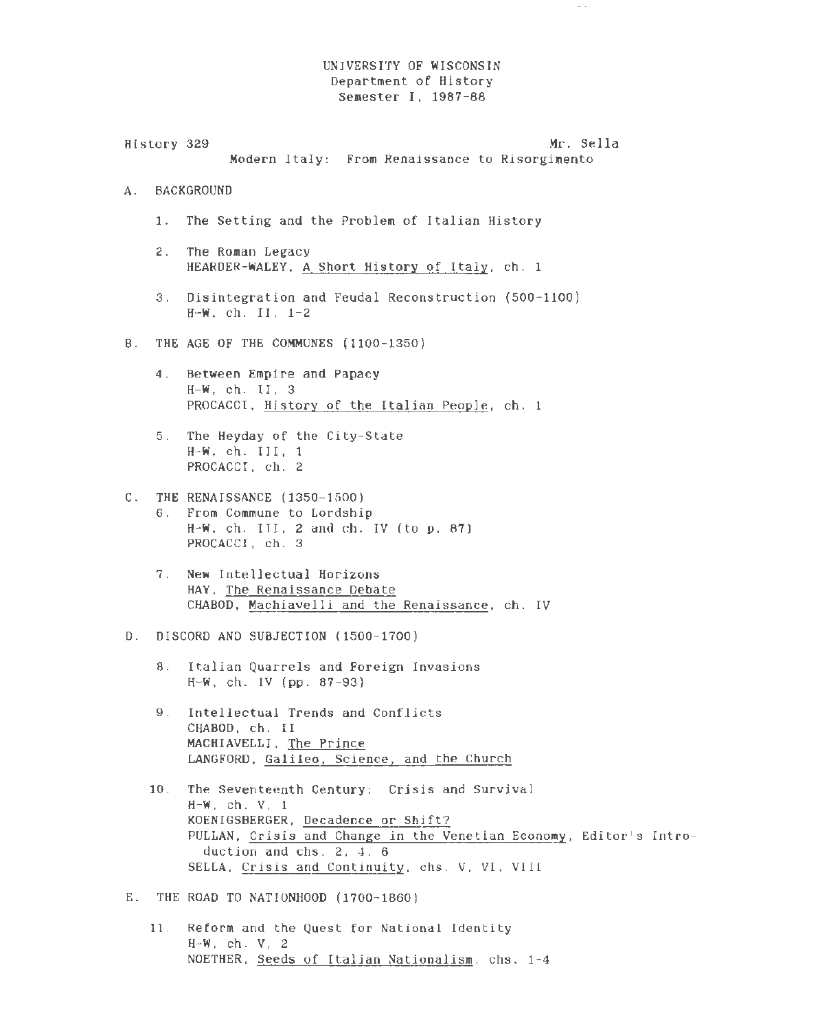UNIVERSITY OF WISCONSIN
Department of History
Semester I, 1987-88

History 329 — Mr. Sella

Modern Italy: From Renaissance to Risorgimento

## A. BACKGROUND

1. The Setting and the Problem of Italian History

2. The Roman Legacy
   HEARDER-WALEY, A Short History of Italy, ch. 1

3. Disintegration and Feudal Reconstruction (500-1100)
   H-W, ch. II, 1-2

## B. THE AGE OF THE COMMUNES (1100-1350)

4. Between Empire and Papacy
   H-W, ch. II, 3
   PROCACCI, History of the Italian People, ch. 1

5. The Heyday of the City-State
   H-W, ch. III, 1
   PROCACCI, ch. 2

## C. THE RENAISSANCE (1350-1500)

6. From Commune to Lordship
   H-W, ch. III, 2 and ch. IV (to p. 87)
   PROCACCI, ch. 3

7. New Intellectual Horizons
   HAY, The Renaissance Debate
   CHABOD, Machiavelli and the Renaissance, ch. IV

## D. DISCORD AND SUBJECTION (1500-1700)

8. Italian Quarrels and Foreign Invasions
   H-W, ch. IV (pp. 87-93)

9. Intellectual Trends and Conflicts
   CHABOD, ch. II
   MACHIAVELLI, The Prince
   LANGFORD, Galileo, Science, and the Church

10. The Seventeenth Century: Crisis and Survival
    H-W, ch. V, 1
    KOENIGSBERGER, Decadence or Shift?
    PULLAN, Crisis and Change in the Venetian Economy, Editor's Introduction and chs. 2, 4, 6
    SELLA, Crisis and Continuity, chs. V, VI, VIII

## E. THE ROAD TO NATIONHOOD (1700-1860)

11. Reform and the Quest for National Identity
    H-W, ch. V, 2
    NOETHER, Seeds of Italian Nationalism, chs. 1-4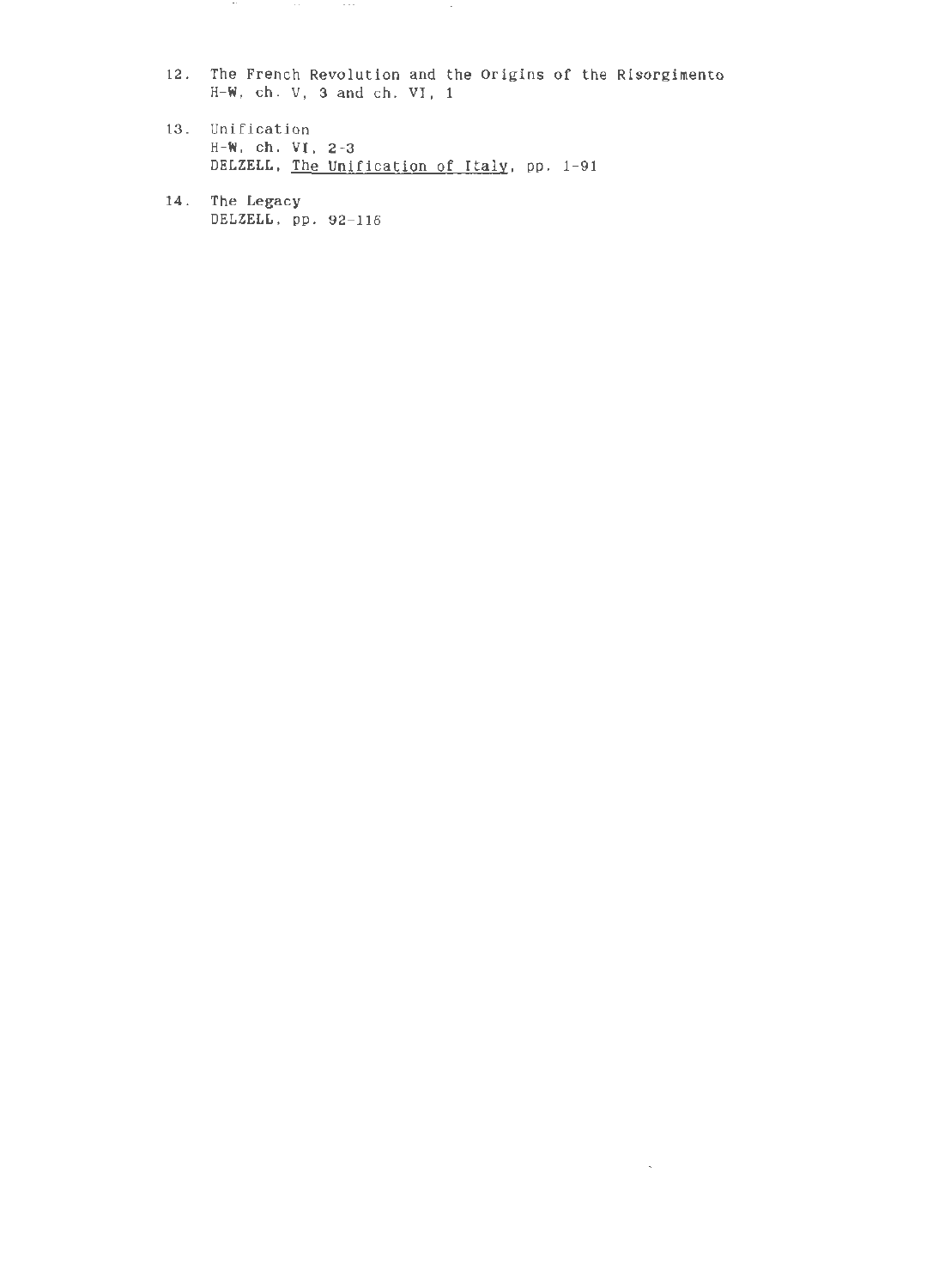12. The French Revolution and the Origins of the Risorgimento
    H-W, ch. V, 3 and ch. VI, 1

13. Unification
    H-W, ch. VI, 2-3
    DELZELL, The Unification of Italy, pp. 1-91

14. The Legacy
    DELZELL, pp. 92-116